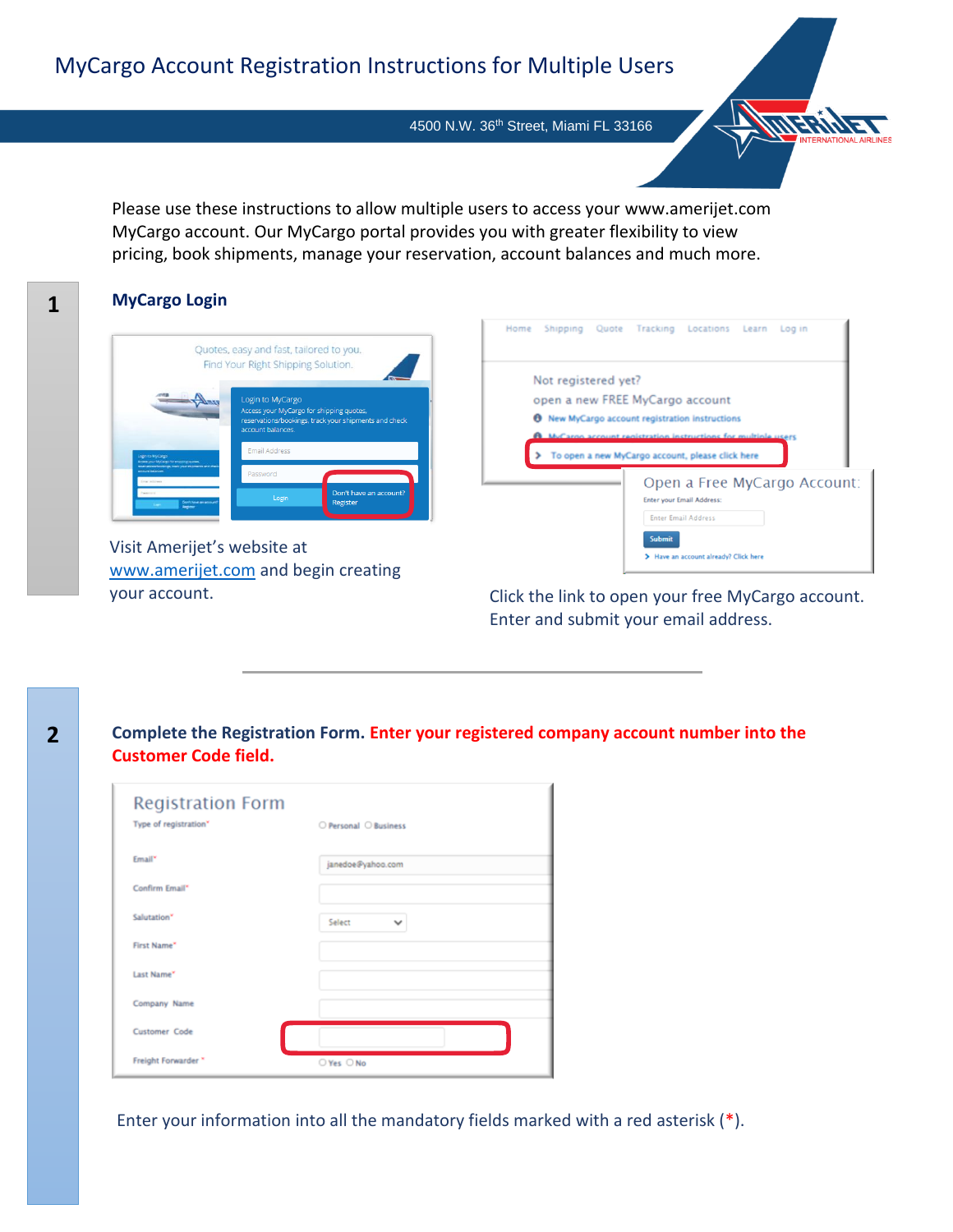# MyCargo Account Registration Instructions for Multiple Users

4500 N.W. 36th Street, Miami FL 33166

Please use these instructions to allow multiple users to access your www.amerijet.com MyCargo account. Our MyCargo portal provides you with greater flexibility to view pricing, book shipments, manage your reservation, account balances and much more.

## 1

### MyCargo Login

Visit Amerijet's website at www.amerijet.com and begin creating your account.

Click the link to open your free MyCargo account. Enter and submit your email address.

## 2

### Complete the Registration Form. Enter your registered company account number into the Customer Code field.

Enter your information into all the mandatory fields marked with a red asterisk (*).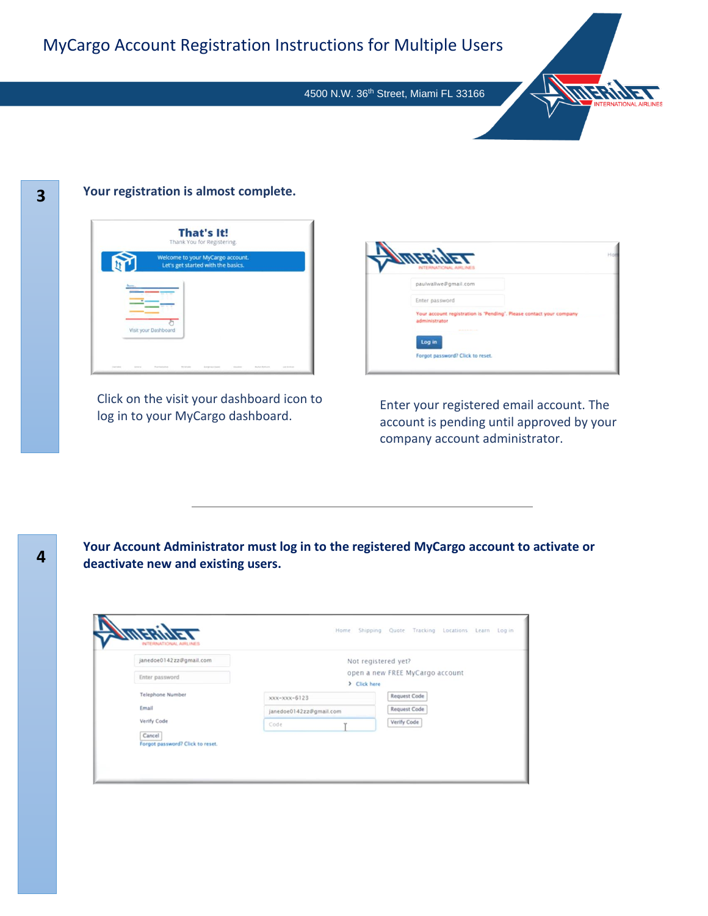**3**

**Your registration is almost complete.**

Click on the visit your dashboard icon to log in to your MyCargo dashboard.

Enter your registered email account. The account is pending until approved by your company account administrator.

---

**4**

**Your Account Administrator must log in to the registered MyCargo account to activate or deactivate new and existing users.**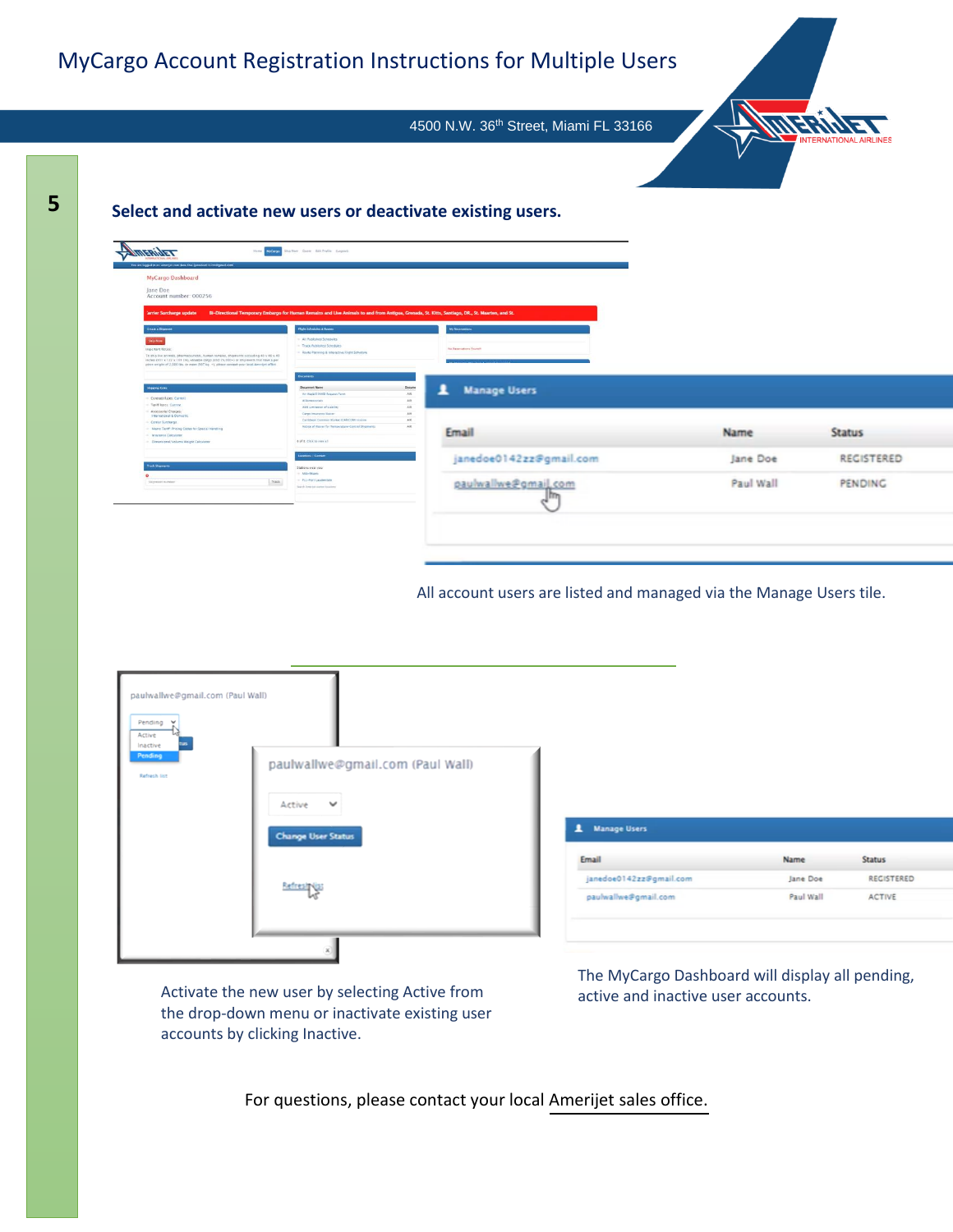# MyCargo Account Registration Instructions for Multiple Users

4500 N.W. 36th Street, Miami FL 33166

**5**

## Select and activate new users or deactivate existing users.

All account users are listed and managed via the Manage Users tile.

Activate the new user by selecting Active from the drop-down menu or inactivate existing user accounts by clicking Inactive.

The MyCargo Dashboard will display all pending, active and inactive user accounts.

For questions, please contact your local Amerijet sales office.